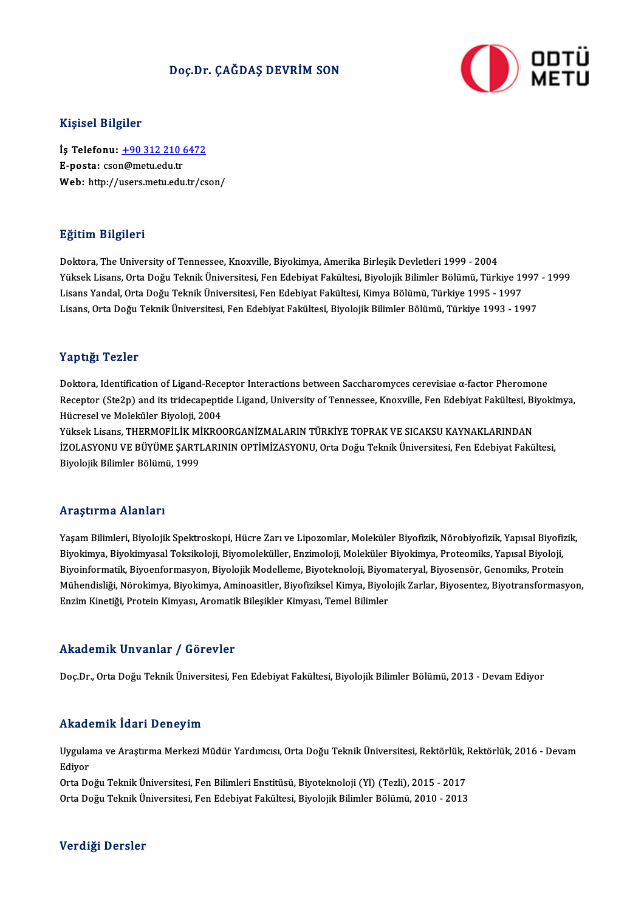# Doç.Dr. ÇAĞDAŞ DEVRİM SON

## Kişisel Bilgiler

**İş Telefonu:** +90 312 210 6472
**E-posta:** cson@metu.edu.tr
**Web:** http://users.metu.edu.tr/cson/

## Eğitim Bilgileri

Doktora, The University of Tennessee, Knoxville, Biyokimya, Amerika Birleşik Devletleri 1999 - 2004
Yüksek Lisans, Orta Doğu Teknik Üniversitesi, Fen Edebiyat Fakültesi, Biyolojik Bilimler Bölümü, Türkiye 1997 - 1999
Lisans Yandal, Orta Doğu Teknik Üniversitesi, Fen Edebiyat Fakültesi, Kimya Bölümü, Türkiye 1995 - 1997
Lisans, Orta Doğu Teknik Üniversitesi, Fen Edebiyat Fakültesi, Biyolojik Bilimler Bölümü, Türkiye 1993 - 1997

## Yaptığı Tezler

Doktora, Identification of Ligand-Receptor Interactions between Saccharomyces cerevisiae α-factor Pheromone Receptor (Ste2p) and its tridecapeptide Ligand, University of Tennessee, Knoxville, Fen Edebiyat Fakültesi, Biyokimya, Hücresel ve Moleküler Biyoloji, 2004
Yüksek Lisans, THERMOFİLİK MİKROORGANİZMALARIN TÜRKİYE TOPRAK VE SICAKSU KAYNAKLARINDAN İZOLASYONU VE BÜYÜME ŞARTLARININ OPTİMİZASYONU, Orta Doğu Teknik Üniversitesi, Fen Edebiyat Fakültesi, Biyolojik Bilimler Bölümü, 1999

## Araştırma Alanları

Yaşam Bilimleri, Biyolojik Spektroskopi, Hücre Zarı ve Lipozomlar, Moleküler Biyofizik, Nörobiyofizik, Yapısal Biyofizik, Biyokimya, Biyokimyasal Toksikoloji, Biyomoleküller, Enzimoloji, Moleküler Biyokimya, Proteomiks, Yapısal Biyoloji, Biyoinformatik, Biyoenformasyon, Biyolojik Modelleme, Biyoteknoloji, Biyomateryal, Biyosensör, Genomiks, Protein Mühendisliği, Nörokimya, Biyokimya, Aminoasitler, Biyofiziksel Kimya, Biyolojik Zarlar, Biyosentez, Biyotransformasyon, Enzim Kinetiği, Protein Kimyası, Aromatik Bileşikler Kimyası, Temel Bilimler

## Akademik Unvanlar / Görevler

Doç.Dr., Orta Doğu Teknik Üniversitesi, Fen Edebiyat Fakültesi, Biyolojik Bilimler Bölümü, 2013 - Devam Ediyor

## Akademik İdari Deneyim

Uygulama ve Araştırma Merkezi Müdür Yardımcısı, Orta Doğu Teknik Üniversitesi, Rektörlük, Rektörlük, 2016 - Devam Ediyor
Orta Doğu Teknik Üniversitesi, Fen Bilimleri Enstitüsü, Biyoteknoloji (Yl) (Tezli), 2015 - 2017
Orta Doğu Teknik Üniversitesi, Fen Edebiyat Fakültesi, Biyolojik Bilimler Bölümü, 2010 - 2013

## Verdiği Dersler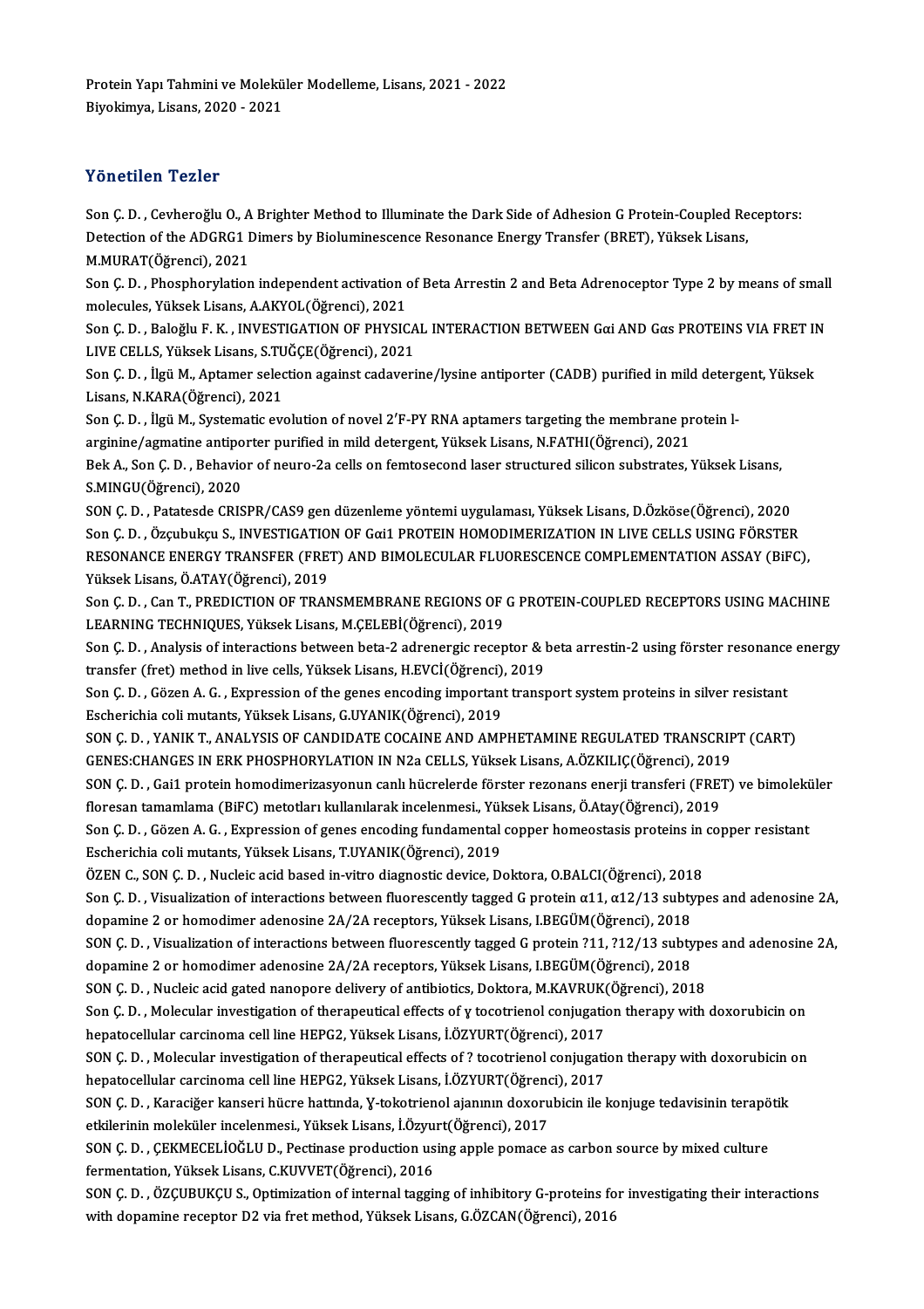Protein Yapı Tahmini ve Moleküler Modelleme, Lisans, 2021 - 2022
Biyokimya, Lisans, 2020 - 2021

## Yönetilen Tezler

Son Ç. D. , Cevheroğlu O., A Brighter Method to Illuminate the Dark Side of Adhesion G Protein-Coupled Receptors: Detection of the ADGRG1 Dimers by Bioluminescence Resonance Energy Transfer (BRET), Yüksek Lisans, M.MURAT(Öğrenci), 2021

Son Ç. D. , Phosphorylation independent activation of Beta Arrestin 2 and Beta Adrenoceptor Type 2 by means of small molecules, Yüksek Lisans, A.AKYOL(Öğrenci), 2021

Son Ç. D. , Baloğlu F. K. , INVESTIGATION OF PHYSICAL INTERACTION BETWEEN Gαi AND Gαs PROTEINS VIA FRET IN LIVE CELLS, Yüksek Lisans, S.TUĞÇE(Öğrenci), 2021

Son Ç. D. , İlgü M., Aptamer selection against cadaverine/lysine antiporter (CADB) purified in mild detergent, Yüksek Lisans, N.KARA(Öğrenci), 2021

Son Ç. D. , İlgü M., Systematic evolution of novel 2′F-PY RNA aptamers targeting the membrane protein l-arginine/agmatine antiporter purified in mild detergent, Yüksek Lisans, N.FATHI(Öğrenci), 2021

Bek A., Son Ç. D. , Behavior of neuro-2a cells on femtosecond laser structured silicon substrates, Yüksek Lisans, S.MINGU(Öğrenci), 2020

SON Ç. D. , Patatesde CRISPR/CAS9 gen düzenleme yöntemi uygulaması, Yüksek Lisans, D.Özköse(Öğrenci), 2020

Son Ç. D. , Özçubukçu S., INVESTIGATION OF Gαi1 PROTEIN HOMODIMERIZATION IN LIVE CELLS USING FÖRSTER RESONANCE ENERGY TRANSFER (FRET) AND BIMOLECULAR FLUORESCENCE COMPLEMENTATION ASSAY (BiFC), Yüksek Lisans, Ö.ATAY(Öğrenci), 2019

Son Ç. D. , Can T., PREDICTION OF TRANSMEMBRANE REGIONS OF G PROTEIN-COUPLED RECEPTORS USING MACHINE LEARNING TECHNIQUES, Yüksek Lisans, M.ÇELEBİ(Öğrenci), 2019

Son Ç. D. , Analysis of interactions between beta-2 adrenergic receptor & beta arrestin-2 using förster resonance energy transfer (fret) method in live cells, Yüksek Lisans, H.EVCİ(Öğrenci), 2019

Son Ç. D. , Gözen A. G. , Expression of the genes encoding important transport system proteins in silver resistant Escherichia coli mutants, Yüksek Lisans, G.UYANIK(Öğrenci), 2019

SON Ç. D. , YANIK T., ANALYSIS OF CANDIDATE COCAINE AND AMPHETAMINE REGULATED TRANSCRIPT (CART) GENES:CHANGES IN ERK PHOSPHORYLATION IN N2a CELLS, Yüksek Lisans, A.ÖZKILIÇ(Öğrenci), 2019

SON Ç. D. , Gai1 protein homodimerizasyonun canlı hücrelerde förster rezonans enerji transferi (FRET) ve bimoleküler floresan tamamlama (BiFC) metotları kullanılarak incelenmesi., Yüksek Lisans, Ö.Atay(Öğrenci), 2019

Son Ç. D. , Gözen A. G. , Expression of genes encoding fundamental copper homeostasis proteins in copper resistant Escherichia coli mutants, Yüksek Lisans, T.UYANIK(Öğrenci), 2019

ÖZEN C., SON Ç. D. , Nucleic acid based in-vitro diagnostic device, Doktora, O.BALCI(Öğrenci), 2018

Son Ç. D. , Visualization of interactions between fluorescently tagged G protein α11, α12/13 subtypes and adenosine 2A, dopamine 2 or homodimer adenosine 2A/2A receptors, Yüksek Lisans, I.BEGÜM(Öğrenci), 2018

SON Ç. D. , Visualization of interactions between fluorescently tagged G protein ?11, ?12/13 subtypes and adenosine 2A, dopamine 2 or homodimer adenosine 2A/2A receptors, Yüksek Lisans, I.BEGÜM(Öğrenci), 2018

SON Ç. D. , Nucleic acid gated nanopore delivery of antibiotics, Doktora, M.KAVRUK(Öğrenci), 2018

Son Ç. D. , Molecular investigation of therapeutical effects of γ tocotrienol conjugation therapy with doxorubicin on hepatocellular carcinoma cell line HEPG2, Yüksek Lisans, İ.ÖZYURT(Öğrenci), 2017

SON Ç. D. , Molecular investigation of therapeutical effects of ? tocotrienol conjugation therapy with doxorubicin on hepatocellular carcinoma cell line HEPG2, Yüksek Lisans, İ.ÖZYURT(Öğrenci), 2017

SON Ç. D. , Karaciğer kanseri hücre hattında, Ɣ-tokotrienol ajanının doxorubicin ile konjuge tedavisinin terapötik etkilerinin moleküler incelenmesi., Yüksek Lisans, İ.Özyurt(Öğrenci), 2017

SON Ç. D. , ÇEKMECELİOĞLU D., Pectinase production using apple pomace as carbon source by mixed culture fermentation, Yüksek Lisans, C.KUVVET(Öğrenci), 2016

SON Ç. D. , ÖZÇUBUKÇU S., Optimization of internal tagging of inhibitory G-proteins for investigating their interactions with dopamine receptor D2 via fret method, Yüksek Lisans, G.ÖZCAN(Öğrenci), 2016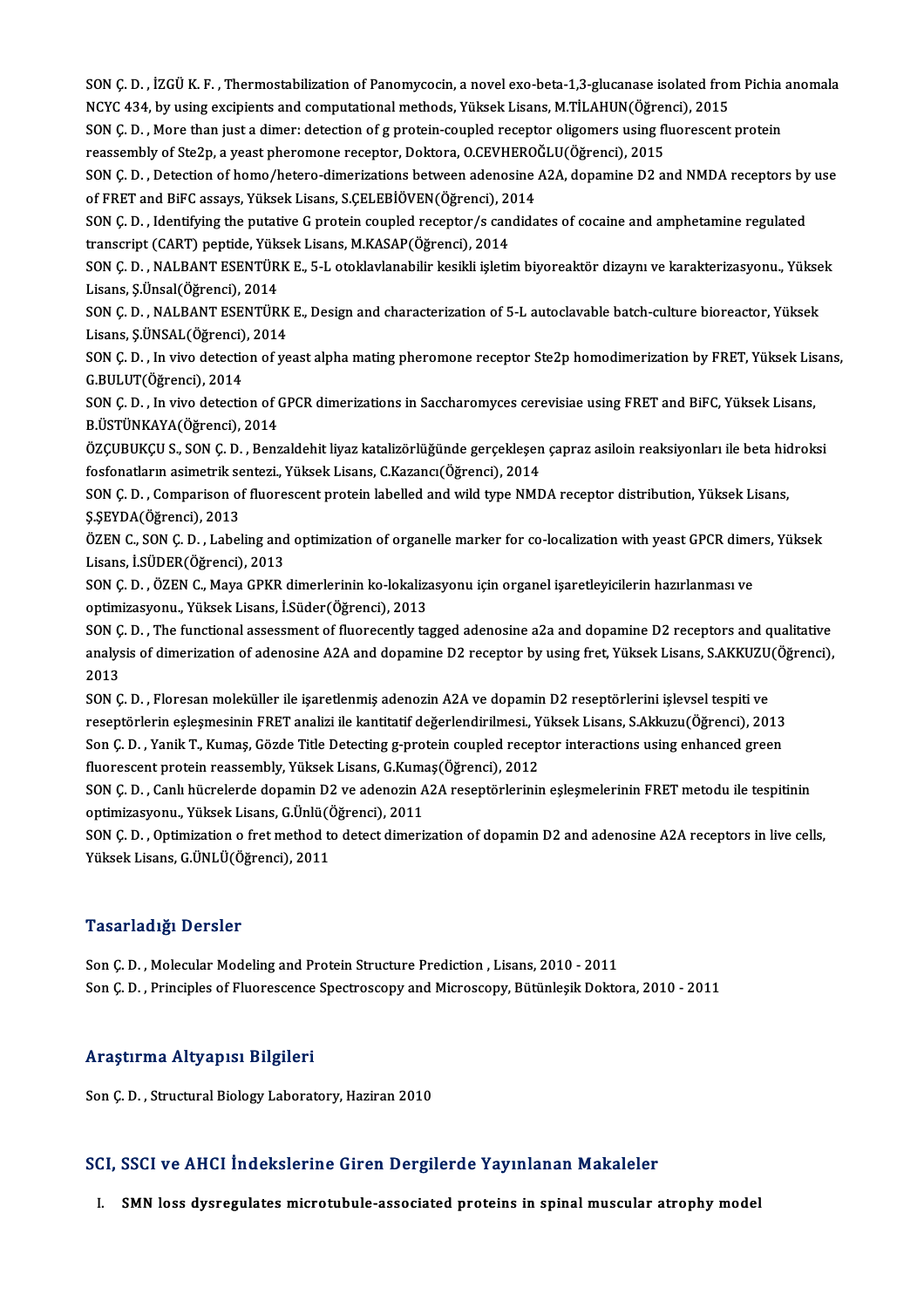SON Ç. D. , İZGÜ K. F. , Thermostabilization of Panomycocin, a novel exo-beta-1,3-glucanase isolated from Pichia anomala NCYC 434, by using excipients and computational methods, Yüksek Lisans, M.TİLAHUN(Öğrenci), 2015

SON Ç. D. , More than just a dimer: detection of g protein-coupled receptor oligomers using fluorescent protein reassembly of Ste2p, a yeast pheromone receptor, Doktora, O.CEVHEROĞLU(Öğrenci), 2015

SON Ç. D. , Detection of homo/hetero-dimerizations between adenosine A2A, dopamine D2 and NMDA receptors by use of FRET and BiFC assays, Yüksek Lisans, S.ÇELEBİÖVEN(Öğrenci), 2014

SON Ç. D. , Identifying the putative G protein coupled receptor/s candidates of cocaine and amphetamine regulated transcript (CART) peptide, Yüksek Lisans, M.KASAP(Öğrenci), 2014

SON Ç. D. , NALBANT ESENTÜRK E., 5-L otoklavlanabilir kesikli işletim biyoreaktör dizaynı ve karakterizasyonu., Yüksek Lisans, Ş.Ünsal(Öğrenci), 2014

SON Ç. D. , NALBANT ESENTÜRK E., Design and characterization of 5-L autoclavable batch-culture bioreactor, Yüksek Lisans, Ş.ÜNSAL(Öğrenci), 2014

SON Ç. D. , In vivo detection of yeast alpha mating pheromone receptor Ste2p homodimerization by FRET, Yüksek Lisans, G.BULUT(Öğrenci), 2014

SON Ç. D. , In vivo detection of GPCR dimerizations in Saccharomyces cerevisiae using FRET and BiFC, Yüksek Lisans, B.ÜSTÜNKAYA(Öğrenci), 2014

ÖZÇUBUKÇU S., SON Ç. D. , Benzaldehit liyaz katalizörlüğünde gerçekleşen çapraz asiloin reaksiyonları ile beta hidroksi fosfonatların asimetrik sentezi., Yüksek Lisans, C.Kazancı(Öğrenci), 2014

SON Ç. D. , Comparison of fluorescent protein labelled and wild type NMDA receptor distribution, Yüksek Lisans, Ş.ŞEYDA(Öğrenci), 2013

ÖZEN C., SON Ç. D. , Labeling and optimization of organelle marker for co-localization with yeast GPCR dimers, Yüksek Lisans, İ.SÜDER(Öğrenci), 2013

SON Ç. D. , ÖZEN C., Maya GPKR dimerlerinin ko-lokalizasyonu için organel işaretleyicilerin hazırlanması ve optimizasyonu., Yüksek Lisans, İ.Süder(Öğrenci), 2013

SON Ç. D. , The functional assessment of fluorecently tagged adenosine a2a and dopamine D2 receptors and qualitative analysis of dimerization of adenosine A2A and dopamine D2 receptor by using fret, Yüksek Lisans, S.AKKUZU(Öğrenci), 2013

SON Ç. D. , Floresan moleküller ile işaretlenmiş adenozin A2A ve dopamin D2 reseptörlerini işlevsel tespiti ve reseptörlerin eşleşmesinin FRET analizi ile kantitatif değerlendirilmesi., Yüksek Lisans, S.Akkuzu(Öğrenci), 2013

Son Ç. D. , Yanik T., Kumaş, Gözde Title Detecting g-protein coupled receptor interactions using enhanced green fluorescent protein reassembly, Yüksek Lisans, G.Kumaş(Öğrenci), 2012

SON Ç. D. , Canlı hücrelerde dopamin D2 ve adenozin A2A reseptörlerinin eşleşmelerinin FRET metodu ile tespitinin optimizasyonu., Yüksek Lisans, G.Ünlü(Öğrenci), 2011

SON Ç. D. , Optimization o fret method to detect dimerization of dopamin D2 and adenosine A2A receptors in live cells, Yüksek Lisans, G.ÜNLÜ(Öğrenci), 2011

## Tasarladığı Dersler

Son Ç. D. , Molecular Modeling and Protein Structure Prediction , Lisans, 2010 - 2011

Son Ç. D. , Principles of Fluorescence Spectroscopy and Microscopy, Bütünleşik Doktora, 2010 - 2011

## Araştırma Altyapısı Bilgileri

Son Ç. D. , Structural Biology Laboratory, Haziran 2010

## SCI, SSCI ve AHCI İndekslerine Giren Dergilerde Yayınlanan Makaleler

I. **SMN loss dysregulates microtubule-associated proteins in spinal muscular atrophy model**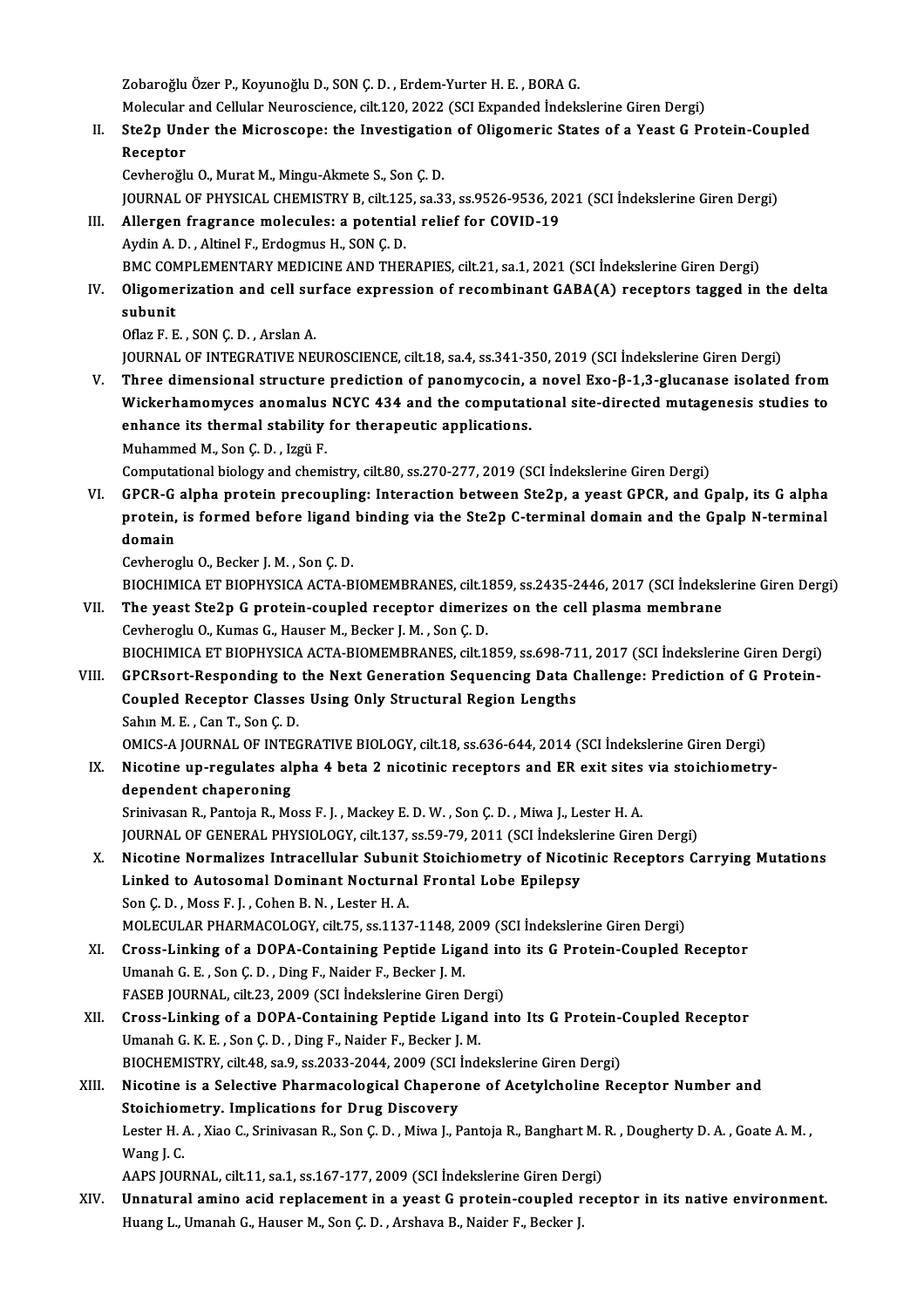Zobaroğlu Özer P., Koyunoğlu D., SON Ç. D. , Erdem-Yurter H. E. , BORA G.
Molecular and Cellular Neuroscience, cilt.120, 2022 (SCI Expanded İndekslerine Giren Dergi)

II. **Ste2p Under the Microscope: the Investigation of Oligomeric States of a Yeast G Protein-Coupled Receptor**
Cevheroğlu O., Murat M., Mingu-Akmete S., Son Ç. D.
JOURNAL OF PHYSICAL CHEMISTRY B, cilt.125, sa.33, ss.9526-9536, 2021 (SCI İndekslerine Giren Dergi)

III. **Allergen fragrance molecules: a potential relief for COVID-19**
Aydin A. D. , Altinel F., Erdogmus H., SON Ç. D.
BMC COMPLEMENTARY MEDICINE AND THERAPIES, cilt.21, sa.1, 2021 (SCI İndekslerine Giren Dergi)

IV. **Oligomerization and cell surface expression of recombinant GABA(A) receptors tagged in the delta subunit**
Oflaz F. E. , SON Ç. D. , Arslan A.
JOURNAL OF INTEGRATIVE NEUROSCIENCE, cilt.18, sa.4, ss.341-350, 2019 (SCI İndekslerine Giren Dergi)

V. **Three dimensional structure prediction of panomycocin, a novel Exo-β-1,3-glucanase isolated from Wickerhamomyces anomalus NCYC 434 and the computational site-directed mutagenesis studies to enhance its thermal stability for therapeutic applications.**
Muhammed M., Son Ç. D. , Izgü F.
Computational biology and chemistry, cilt.80, ss.270-277, 2019 (SCI İndekslerine Giren Dergi)

VI. **GPCR-G alpha protein precoupling: Interaction between Ste2p, a yeast GPCR, and Gpalp, its G alpha protein, is formed before ligand binding via the Ste2p C-terminal domain and the Gpalp N-terminal domain**
Cevheroglu O., Becker J. M. , Son Ç. D.
BIOCHIMICA ET BIOPHYSICA ACTA-BIOMEMBRANES, cilt.1859, ss.2435-2446, 2017 (SCI İndekslerine Giren Dergi)

VII. **The yeast Ste2p G protein-coupled receptor dimerizes on the cell plasma membrane**
Cevheroglu O., Kumas G., Hauser M., Becker J. M. , Son Ç. D.
BIOCHIMICA ET BIOPHYSICA ACTA-BIOMEMBRANES, cilt.1859, ss.698-711, 2017 (SCI İndekslerine Giren Dergi)

VIII. **GPCRsort-Responding to the Next Generation Sequencing Data Challenge: Prediction of G Protein-Coupled Receptor Classes Using Only Structural Region Lengths**
Sahın M. E. , Can T., Son Ç. D.
OMICS-A JOURNAL OF INTEGRATIVE BIOLOGY, cilt.18, ss.636-644, 2014 (SCI İndekslerine Giren Dergi)

IX. **Nicotine up-regulates alpha 4 beta 2 nicotinic receptors and ER exit sites via stoichiometry-dependent chaperoning**
Srinivasan R., Pantoja R., Moss F. J. , Mackey E. D. W. , Son Ç. D. , Miwa J., Lester H. A.
JOURNAL OF GENERAL PHYSIOLOGY, cilt.137, ss.59-79, 2011 (SCI İndekslerine Giren Dergi)

X. **Nicotine Normalizes Intracellular Subunit Stoichiometry of Nicotinic Receptors Carrying Mutations Linked to Autosomal Dominant Nocturnal Frontal Lobe Epilepsy**
Son Ç. D. , Moss F. J. , Cohen B. N. , Lester H. A.
MOLECULAR PHARMACOLOGY, cilt.75, ss.1137-1148, 2009 (SCI İndekslerine Giren Dergi)

XI. **Cross-Linking of a DOPA-Containing Peptide Ligand into its G Protein-Coupled Receptor**
Umanah G. E. , Son Ç. D. , Ding F., Naider F., Becker J. M.
FASEB JOURNAL, cilt.23, 2009 (SCI İndekslerine Giren Dergi)

XII. **Cross-Linking of a DOPA-Containing Peptide Ligand into Its G Protein-Coupled Receptor**
Umanah G. K. E. , Son Ç. D. , Ding F., Naider F., Becker J. M.
BIOCHEMISTRY, cilt.48, sa.9, ss.2033-2044, 2009 (SCI İndekslerine Giren Dergi)

XIII. **Nicotine is a Selective Pharmacological Chaperone of Acetylcholine Receptor Number and Stoichiometry. Implications for Drug Discovery**
Lester H. A. , Xiao C., Srinivasan R., Son Ç. D. , Miwa J., Pantoja R., Banghart M. R. , Dougherty D. A. , Goate A. M. , Wang J. C.
AAPS JOURNAL, cilt.11, sa.1, ss.167-177, 2009 (SCI İndekslerine Giren Dergi)

XIV. **Unnatural amino acid replacement in a yeast G protein-coupled receptor in its native environment.**
Huang L., Umanah G., Hauser M., Son Ç. D. , Arshava B., Naider F., Becker J.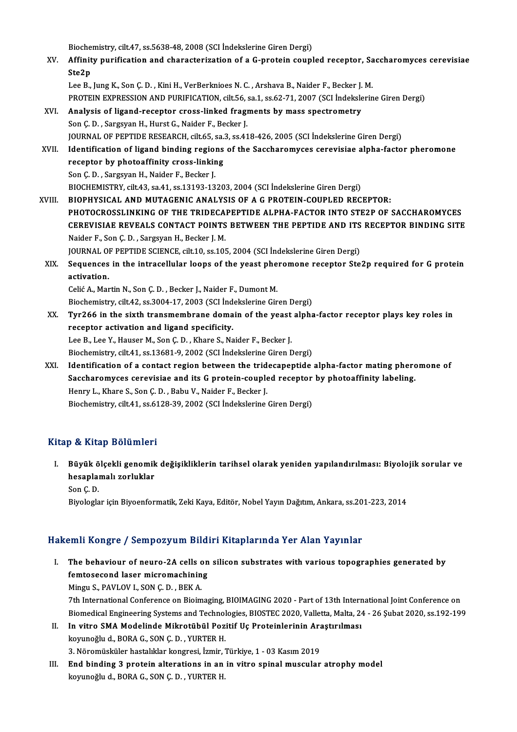Biochemistry, cilt.47, ss.5638-48, 2008 (SCI İndekslerine Giren Dergi)

XV. **Affinity purification and characterization of a G-protein coupled receptor, Saccharomyces cerevisiae Ste2p**
Lee B., Jung K., Son Ç. D. , Kini H., VerBerknioes N. C. , Arshava B., Naider F., Becker J. M.
PROTEIN EXPRESSION AND PURIFICATION, cilt.56, sa.1, ss.62-71, 2007 (SCI İndekslerine Giren Dergi)

XVI. **Analysis of ligand-receptor cross-linked fragments by mass spectrometry**
Son Ç. D. , Sargsyan H., Hurst G., Naider F., Becker J.
JOURNAL OF PEPTIDE RESEARCH, cilt.65, sa.3, ss.418-426, 2005 (SCI İndekslerine Giren Dergi)

XVII. **Identification of ligand binding regions of the Saccharomyces cerevisiae alpha-factor pheromone receptor by photoaffinity cross-linking**
Son Ç. D. , Sargsyan H., Naider F., Becker J.
BIOCHEMISTRY, cilt.43, sa.41, ss.13193-13203, 2004 (SCI İndekslerine Giren Dergi)

XVIII. **BIOPHYSICAL AND MUTAGENIC ANALYSIS OF A G PROTEIN-COUPLED RECEPTOR: PHOTOCROSSLINKING OF THE TRIDECAPEPTIDE ALPHA-FACTOR INTO STE2P OF SACCHAROMYCES CEREVISIAE REVEALS CONTACT POINTS BETWEEN THE PEPTIDE AND ITS RECEPTOR BINDING SITE**
Naider F., Son Ç. D. , Sargsyan H., Becker J. M.
JOURNAL OF PEPTIDE SCIENCE, cilt.10, ss.105, 2004 (SCI İndekslerine Giren Dergi)

XIX. **Sequences in the intracellular loops of the yeast pheromone receptor Ste2p required for G protein activation.**
Celić A., Martin N., Son Ç. D. , Becker J., Naider F., Dumont M.
Biochemistry, cilt.42, ss.3004-17, 2003 (SCI İndekslerine Giren Dergi)

XX. **Tyr266 in the sixth transmembrane domain of the yeast alpha-factor receptor plays key roles in receptor activation and ligand specificity.**
Lee B., Lee Y., Hauser M., Son Ç. D. , Khare S., Naider F., Becker J.
Biochemistry, cilt.41, ss.13681-9, 2002 (SCI İndekslerine Giren Dergi)

XXI. **Identification of a contact region between the tridecapeptide alpha-factor mating pheromone of Saccharomyces cerevisiae and its G protein-coupled receptor by photoaffinity labeling.**
Henry L., Khare S., Son Ç. D. , Babu V., Naider F., Becker J.
Biochemistry, cilt.41, ss.6128-39, 2002 (SCI İndekslerine Giren Dergi)

## Kitap & Kitap Bölümleri

I. **Büyük ölçekli genomik değişikliklerin tarihsel olarak yeniden yapılandırılması: Biyolojik sorular ve hesaplamalı zorluklar**
Son Ç. D.
Biyologlar için Biyoenformatik, Zeki Kaya, Editör, Nobel Yayın Dağıtım, Ankara, ss.201-223, 2014

## Hakemli Kongre / Sempozyum Bildiri Kitaplarında Yer Alan Yayınlar

I. **The behaviour of neuro-2A cells on silicon substrates with various topographies generated by femtosecond laser micromachining**
Mingu S., PAVLOV I., SON Ç. D. , BEK A.
7th International Conference on Bioimaging, BIOIMAGING 2020 - Part of 13th International Joint Conference on Biomedical Engineering Systems and Technologies, BIOSTEC 2020, Valletta, Malta, 24 - 26 Şubat 2020, ss.192-199

II. **In vitro SMA Modelinde Mikrotübül Pozitif Uç Proteinlerinin Araştırılması**
koyunoğlu d., BORA G., SON Ç. D. , YURTER H.
3. Nöromüsküler hastalıklar kongresi, İzmir, Türkiye, 1 - 03 Kasım 2019

III. **End binding 3 protein alterations in an in vitro spinal muscular atrophy model**
koyunoğlu d., BORA G., SON Ç. D. , YURTER H.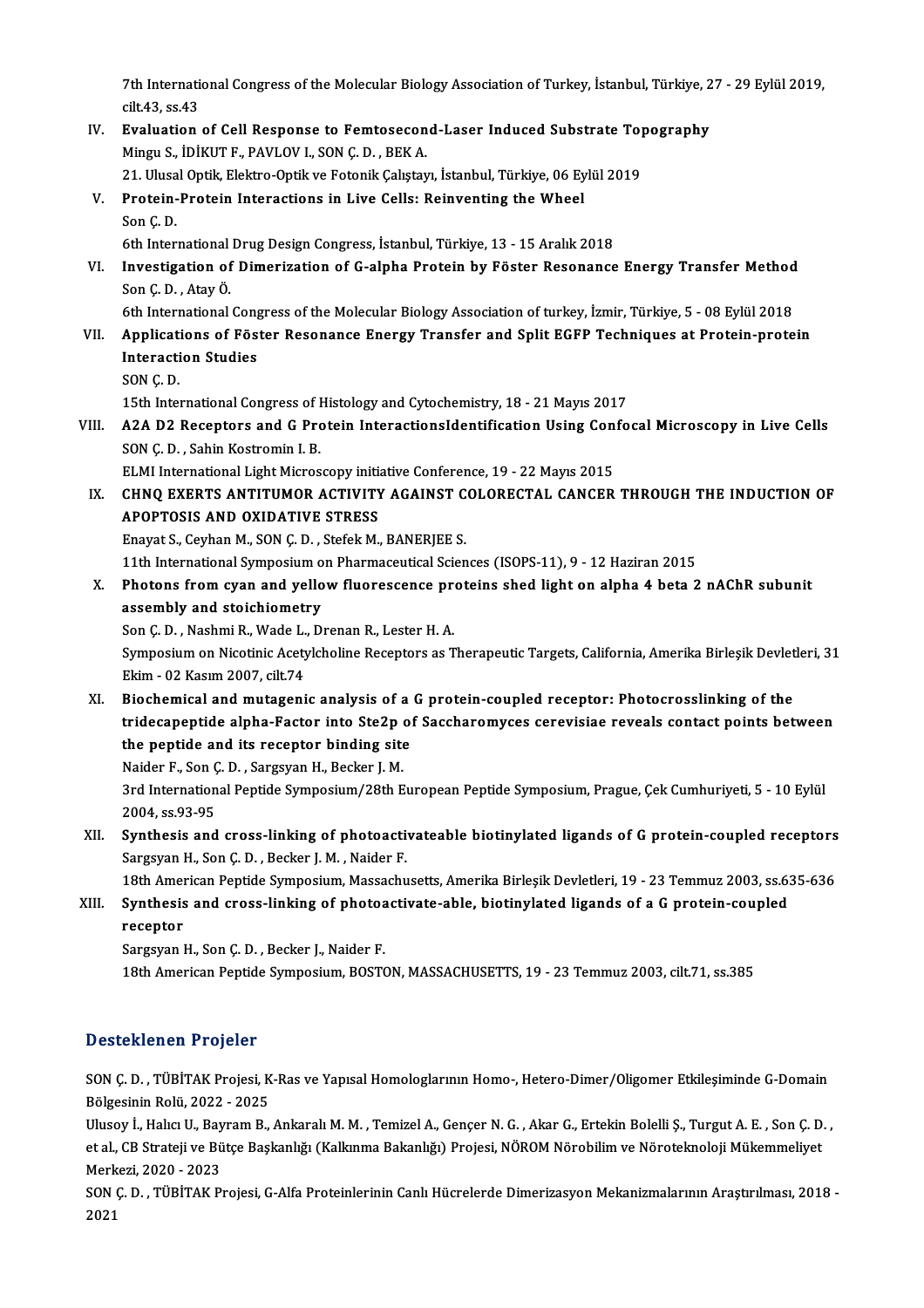7th International Congress of the Molecular Biology Association of Turkey, İstanbul, Türkiye, 27 - 29 Eylül 2019, cilt.43, ss.43

IV. **Evaluation of Cell Response to Femtosecond-Laser Induced Substrate Topography**
Mingu S., İDİKUT F., PAVLOV I., SON Ç. D. , BEK A.
21. Ulusal Optik, Elektro-Optik ve Fotonik Çalıştayı, İstanbul, Türkiye, 06 Eylül 2019

V. **Protein-Protein Interactions in Live Cells: Reinventing the Wheel**
Son Ç. D.
6th International Drug Design Congress, İstanbul, Türkiye, 13 - 15 Aralık 2018

VI. **Investigation of Dimerization of G-alpha Protein by Föster Resonance Energy Transfer Method**
Son Ç. D. , Atay Ö.
6th International Congress of the Molecular Biology Association of turkey, İzmir, Türkiye, 5 - 08 Eylül 2018

VII. **Applications of Föster Resonance Energy Transfer and Split EGFP Techniques at Protein-protein Interaction Studies**
SON Ç. D.
15th International Congress of Histology and Cytochemistry, 18 - 21 Mayıs 2017

VIII. **A2A D2 Receptors and G Protein InteractionsIdentification Using Confocal Microscopy in Live Cells**
SON Ç. D. , Sahin Kostromin I. B.
ELMI International Light Microscopy initiative Conference, 19 - 22 Mayıs 2015

IX. **CHNQ EXERTS ANTITUMOR ACTIVITY AGAINST COLORECTAL CANCER THROUGH THE INDUCTION OF APOPTOSIS AND OXIDATIVE STRESS**
Enayat S., Ceyhan M., SON Ç. D. , Stefek M., BANERJEE S.
11th International Symposium on Pharmaceutical Sciences (ISOPS-11), 9 - 12 Haziran 2015

X. **Photons from cyan and yellow fluorescence proteins shed light on alpha 4 beta 2 nAChR subunit assembly and stoichiometry**
Son Ç. D. , Nashmi R., Wade L., Drenan R., Lester H. A.
Symposium on Nicotinic Acetylcholine Receptors as Therapeutic Targets, California, Amerika Birleşik Devletleri, 31 Ekim - 02 Kasım 2007, cilt.74

XI. **Biochemical and mutagenic analysis of a G protein-coupled receptor: Photocrosslinking of the tridecapeptide alpha-Factor into Ste2p of Saccharomyces cerevisiae reveals contact points between the peptide and its receptor binding site**
Naider F., Son Ç. D. , Sargsyan H., Becker J. M.
3rd International Peptide Symposium/28th European Peptide Symposium, Prague, Çek Cumhuriyeti, 5 - 10 Eylül 2004, ss.93-95

XII. **Synthesis and cross-linking of photoactivateable biotinylated ligands of G protein-coupled receptors**
Sargsyan H., Son Ç. D. , Becker J. M. , Naider F.
18th American Peptide Symposium, Massachusetts, Amerika Birleşik Devletleri, 19 - 23 Temmuz 2003, ss.635-636

XIII. **Synthesis and cross-linking of photoactivate-able, biotinylated ligands of a G protein-coupled receptor**
Sargsyan H., Son Ç. D. , Becker J., Naider F.
18th American Peptide Symposium, BOSTON, MASSACHUSETTS, 19 - 23 Temmuz 2003, cilt.71, ss.385

## Desteklenen Projeler

SON Ç. D. , TÜBİTAK Projesi, K-Ras ve Yapısal Homologlarının Homo-, Hetero-Dimer/Oligomer Etkileşiminde G-Domain Bölgesinin Rolü, 2022 - 2025

Ulusoy İ., Halıcı U., Bayram B., Ankaralı M. M. , Temizel A., Gençer N. G. , Akar G., Ertekin Bolelli Ş., Turgut A. E. , Son Ç. D. , et al., CB Strateji ve Bütçe Başkanlığı (Kalkınma Bakanlığı) Projesi, NÖROM Nörobilim ve Nöroteknoloji Mükemmeliyet Merkezi, 2020 - 2023

SON Ç. D. , TÜBİTAK Projesi, G-Alfa Proteinlerinin Canlı Hücrelerde Dimerizasyon Mekanizmalarının Araştırılması, 2018 - 2021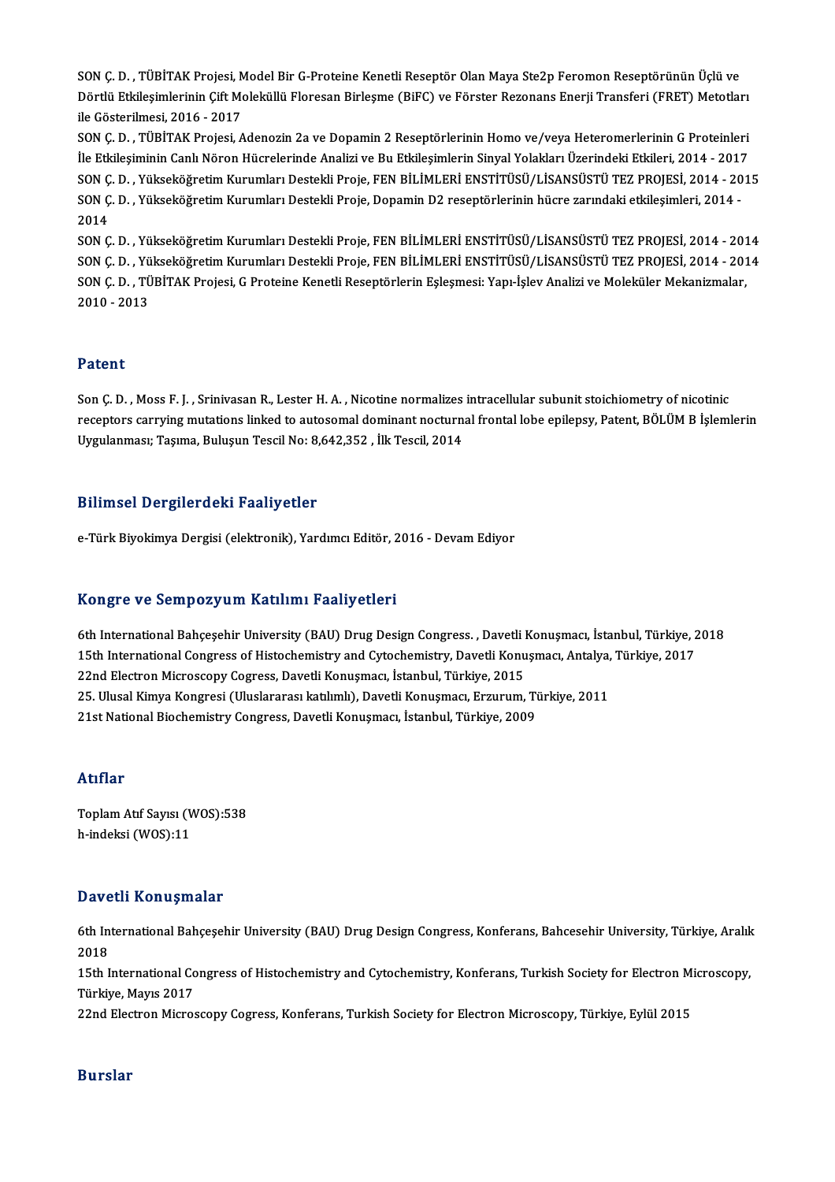SON Ç. D. , TÜBİTAK Projesi, Model Bir G-Proteine Kenetli Reseptör Olan Maya Ste2p Feromon Reseptörünün Üçlü ve Dörtlü Etkileşimlerinin Çift Moleküllü Floresan Birleşme (BiFC) ve Förster Rezonans Enerji Transferi (FRET) Metotları ile Gösterilmesi, 2016 - 2017

SON Ç. D. , TÜBİTAK Projesi, Adenozin 2a ve Dopamin 2 Reseptörlerinin Homo ve/veya Heteromerlerinin G Proteinleri İle Etkileşiminin Canlı Nöron Hücrelerinde Analizi ve Bu Etkileşimlerin Sinyal Yolakları Üzerindeki Etkileri, 2014 - 2017

SON Ç. D. , Yükseköğretim Kurumları Destekli Proje, FEN BİLİMLERİ ENSTİTÜSÜ/LİSANSÜSTÜ TEZ PROJESİ, 2014 - 2015

SON Ç. D. , Yükseköğretim Kurumları Destekli Proje, Dopamin D2 reseptörlerinin hücre zarındaki etkileşimleri, 2014 - 2014

SON Ç. D. , Yükseköğretim Kurumları Destekli Proje, FEN BİLİMLERİ ENSTİTÜSÜ/LİSANSÜSTÜ TEZ PROJESİ, 2014 - 2014

SON Ç. D. , Yükseköğretim Kurumları Destekli Proje, FEN BİLİMLERİ ENSTİTÜSÜ/LİSANSÜSTÜ TEZ PROJESİ, 2014 - 2014

SON Ç. D. , TÜBİTAK Projesi, G Proteine Kenetli Reseptörlerin Eşleşmesi: Yapı-İşlev Analizi ve Moleküler Mekanizmalar, 2010 - 2013

## Patent

Son Ç. D. , Moss F. J. , Srinivasan R., Lester H. A. , Nicotine normalizes intracellular subunit stoichiometry of nicotinic receptors carrying mutations linked to autosomal dominant nocturnal frontal lobe epilepsy, Patent, BÖLÜM B İşlemlerin Uygulanması; Taşıma, Buluşun Tescil No: 8,642,352 , İlk Tescil, 2014

## Bilimsel Dergilerdeki Faaliyetler

e-Türk Biyokimya Dergisi (elektronik), Yardımcı Editör, 2016 - Devam Ediyor

## Kongre ve Sempozyum Katılımı Faaliyetleri

6th International Bahçeşehir University (BAU) Drug Design Congress. , Davetli Konuşmacı, İstanbul, Türkiye, 2018
15th International Congress of Histochemistry and Cytochemistry, Davetli Konuşmacı, Antalya, Türkiye, 2017
22nd Electron Microscopy Cogress, Davetli Konuşmacı, İstanbul, Türkiye, 2015
25. Ulusal Kimya Kongresi (Uluslararası katılımlı), Davetli Konuşmacı, Erzurum, Türkiye, 2011
21st National Biochemistry Congress, Davetli Konuşmacı, İstanbul, Türkiye, 2009

## Atıflar

Toplam Atıf Sayısı (WOS):538
h-indeksi (WOS):11

## Davetli Konuşmalar

6th International Bahçeşehir University (BAU) Drug Design Congress, Konferans, Bahcesehir University, Türkiye, Aralık 2018

15th International Congress of Histochemistry and Cytochemistry, Konferans, Turkish Society for Electron Microscopy, Türkiye, Mayıs 2017

22nd Electron Microscopy Cogress, Konferans, Turkish Society for Electron Microscopy, Türkiye, Eylül 2015

## Burslar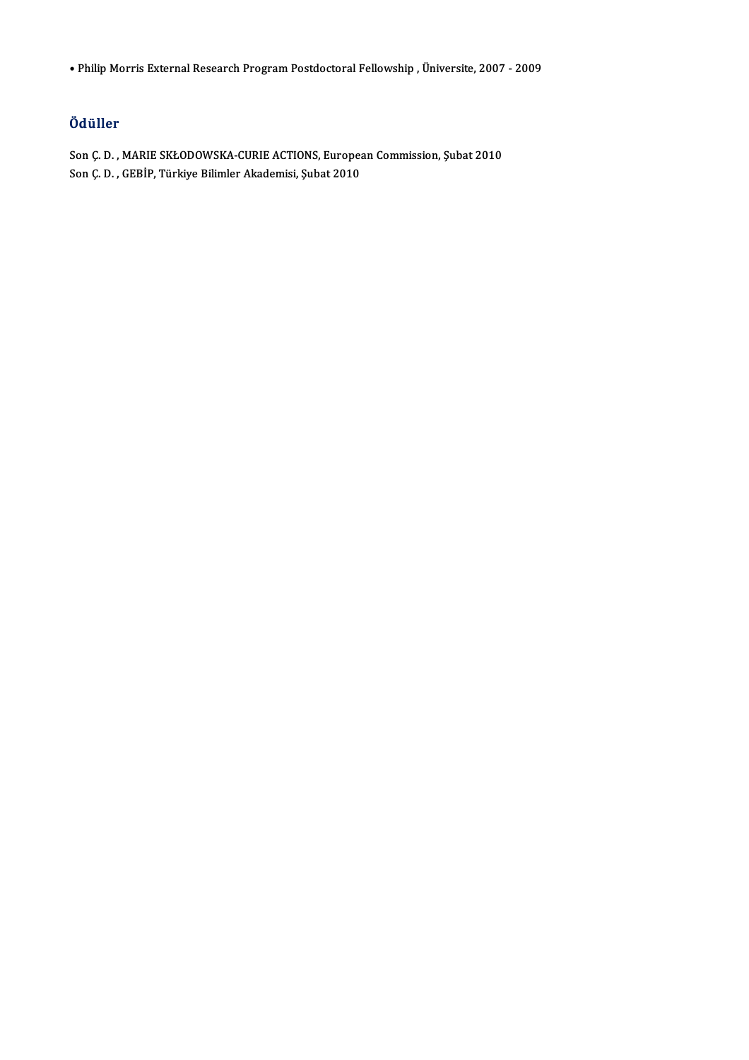- Philip Morris External Research Program Postdoctoral Fellowship , Üniversite, 2007 - 2009

## Ödüller

Son Ç. D. , MARIE SKŁODOWSKA-CURIE ACTIONS, European Commission, Şubat 2010
Son Ç. D. , GEBİP, Türkiye Bilimler Akademisi, Şubat 2010